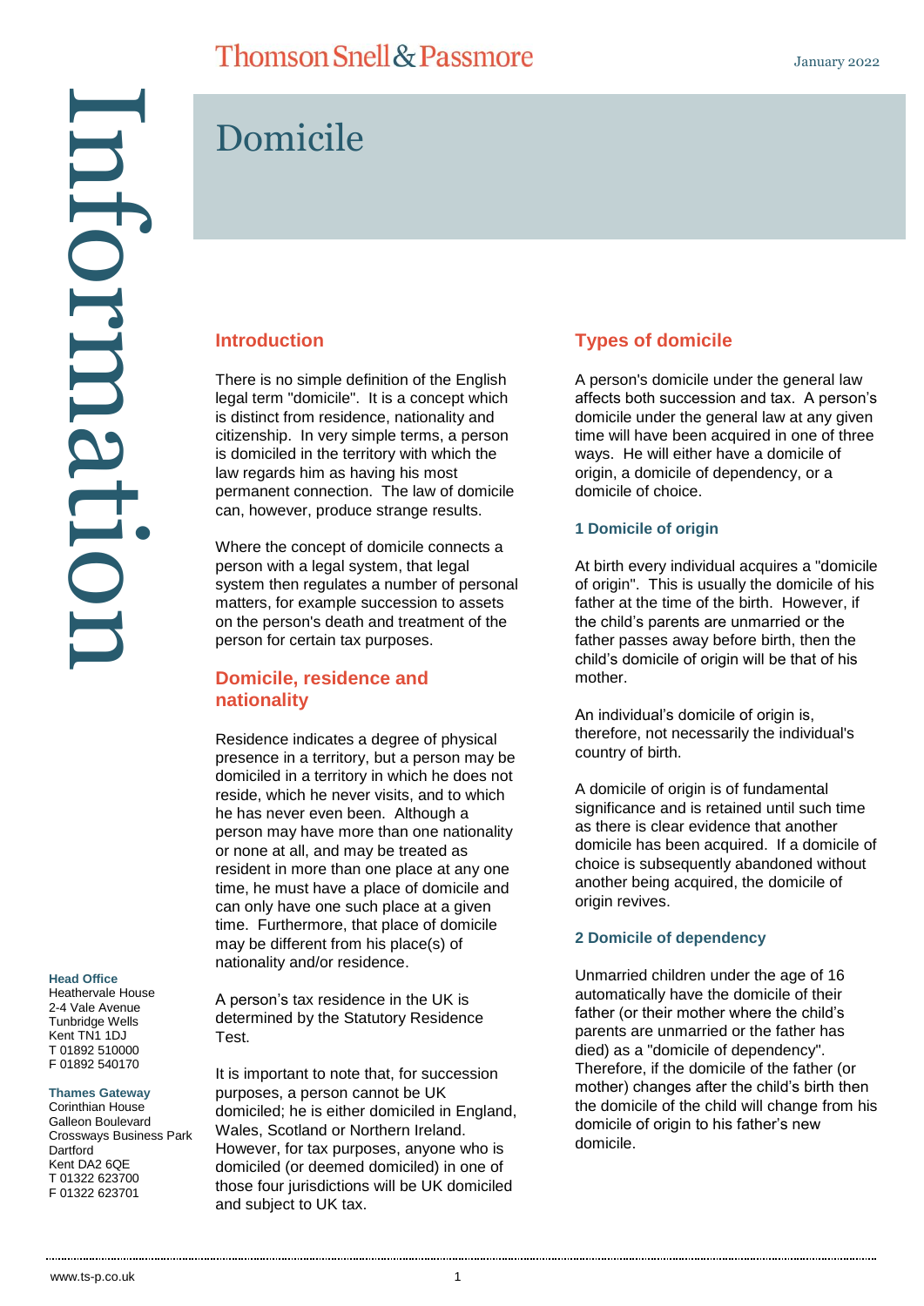# Domicile

## Introduction

There is no simple definition of the English legal term "domicile". It is a concept which is distinct from residence, nationality and citizenship. In very simple terms, a person is domiciled in the territory with which the law regards him as having his most permanent connection. The law of domicile can, however, produce strange results.

Where the concept of domicile connects a person with a legal system, that legal system then regulates a number of personal matters, for example succession to assets on the person's death and treatment of the person for certain tax purposes.

## Domicile, residence and nationality

Residence indicates a degree of physical presence in a territory, but a person may be domiciled in a territory in which he does not reside, which he never visits, and to which he has never even been. Although a person may have more than one nationality or none at all, and may be treated as resident in more than one place at any one time, he must have a place of domicile and can only have one such place at a given time. Furthermore, that place of domicile may be different from his place(s) of nationality and/or residence.

A person's tax residence in the UK is determined by the Statutory Residence Test.

It is important to note that, for succession purposes, a person cannot be UK domiciled; he is either domiciled in England, Wales, Scotland or Northern Ireland. However, for tax purposes, anyone who is domiciled (or deemed domiciled) in one of those four jurisdictions will be UK domiciled and subject to UK tax.

## Types of domicile

A person's domicile under the general law affects both succession and tax. A person's domicile under the general law at any given time will have been acquired in one of three ways. He will either have a domicile of origin, a domicile of dependency, or a domicile of choice.

### 1 Domicile of origin

At birth every individual acquires a "domicile of origin". This is usually the domicile of his father at the time of the birth. However, if the child's parents are unmarried or the father passes away before birth, then the child's domicile of origin will be that of his mother.

An individual's domicile of origin is, therefore, not necessarily the individual's country of birth.

A domicile of origin is of fundamental significance and is retained until such time as there is clear evidence that another domicile has been acquired. If a domicile of choice is subsequently abandoned without another being acquired, the domicile of origin revives.

### 2 Domicile of dependency

Unmarried children under the age of 16 automatically have the domicile of their father (or their mother where the child's parents are unmarried or the father has died) as a "domicile of dependency". Therefore, if the domicile of the father (or mother) changes after the child's birth then the domicile of the child will change from his domicile of origin to his father's new domicile.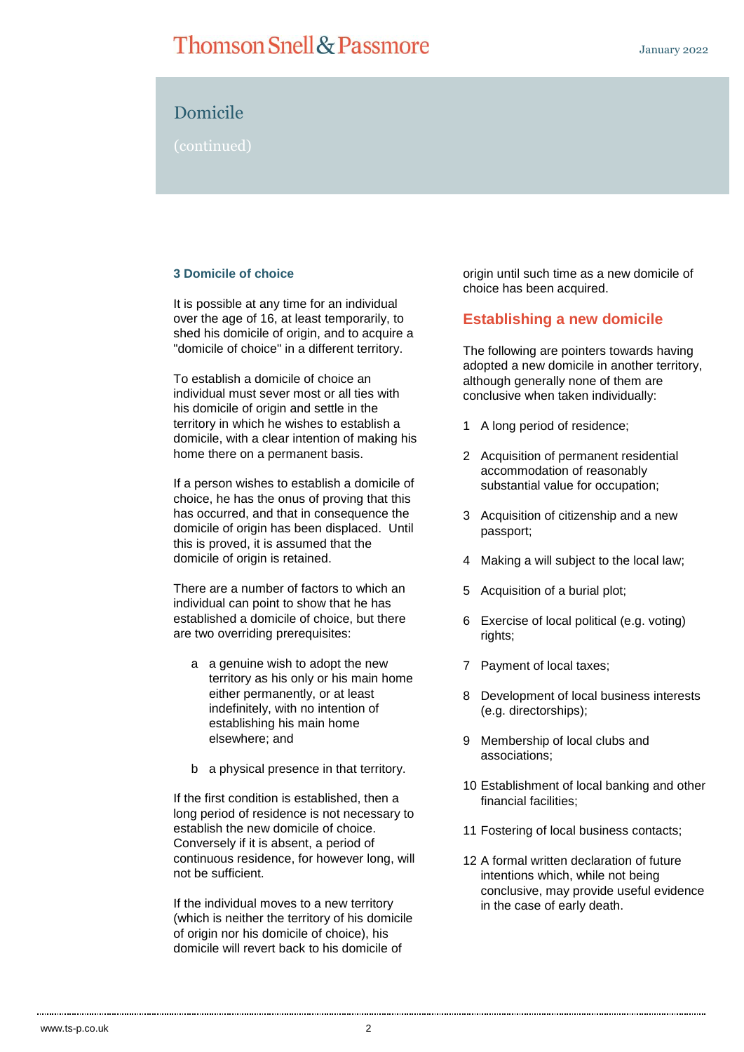# Domicile

(continued)

### 3 Domicile of choice

It is possible at any time for an individual over the age of 16, at least temporarily, to shed his domicile of origin, and to acquire a "domicile of choice" in a different territory.

To establish a domicile of choice an individual must sever most or all ties with his domicile of origin and settle in the territory in which he wishes to establish a domicile, with a clear intention of making his home there on a permanent basis.

If a person wishes to establish a domicile of choice, he has the onus of proving that this has occurred, and that in consequence the domicile of origin has been displaced. Until this is proved, it is assumed that the domicile of origin is retained.

There are a number of factors to which an individual can point to show that he has established a domicile of choice, but there are two overriding prerequisites:

a. a genuine wish to adopt the new territory as his only or his main home either permanently, or at least indefinitely, with no intention of establishing his main home elsewhere; and

b. a physical presence in that territory.

If the first condition is established, then a long period of residence is not necessary to establish the new domicile of choice. Conversely if it is absent, a period of continuous residence, for however long, will not be sufficient.

If the individual moves to a new territory (which is neither the territory of his domicile of origin nor his domicile of choice), his domicile will revert back to his domicile of origin until such time as a new domicile of choice has been acquired.

## Establishing a new domicile

The following are pointers towards having adopted a new domicile in another territory, although generally none of them are conclusive when taken individually:

1. A long period of residence;
2. Acquisition of permanent residential accommodation of reasonably substantial value for occupation;
3. Acquisition of citizenship and a new passport;
4. Making a will subject to the local law;
5. Acquisition of a burial plot;
6. Exercise of local political (e.g. voting) rights;
7. Payment of local taxes;
8. Development of local business interests (e.g. directorships);
9. Membership of local clubs and associations;
10. Establishment of local banking and other financial facilities;
11. Fostering of local business contacts;
12. A formal written declaration of future intentions which, while not being conclusive, may provide useful evidence in the case of early death.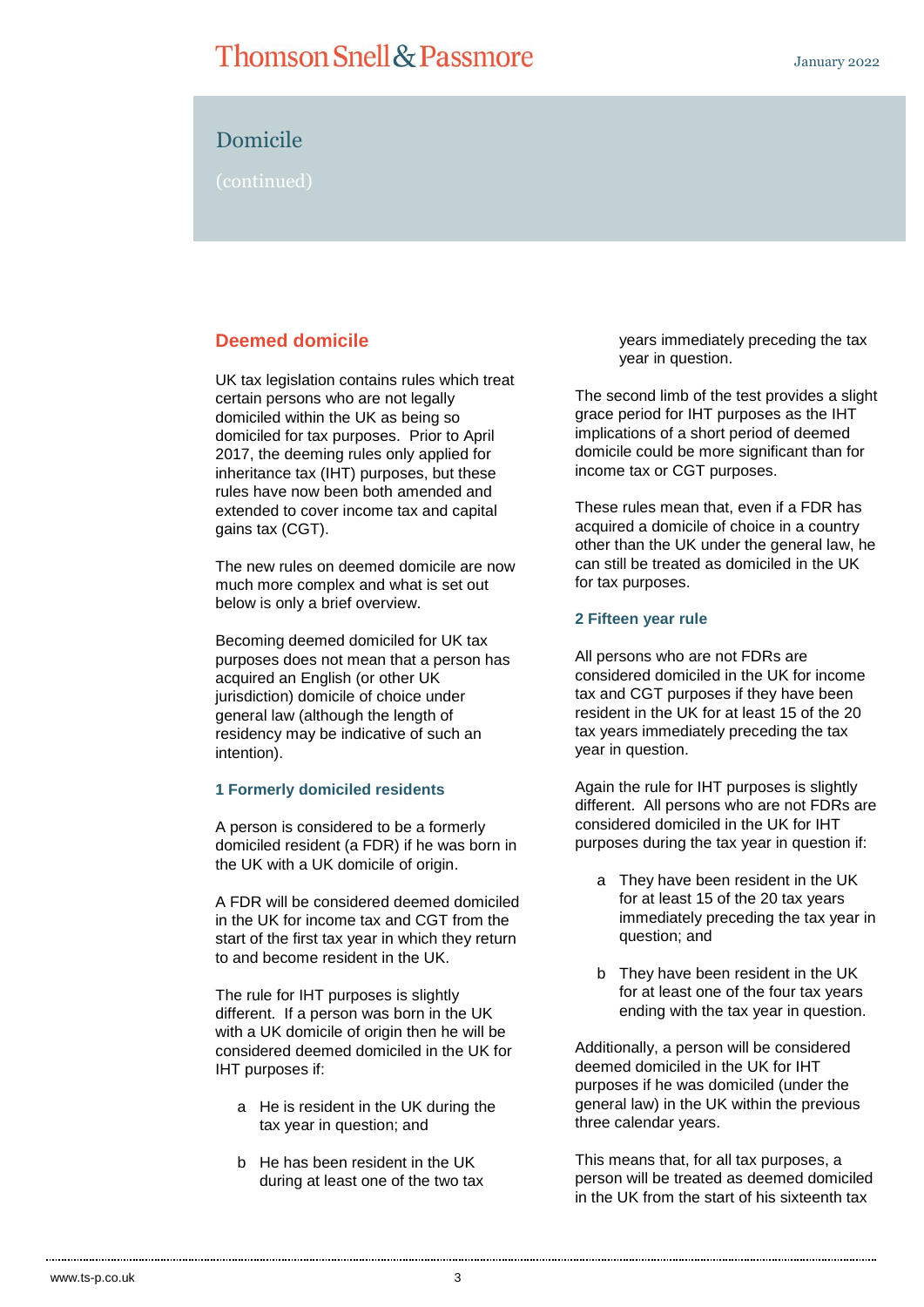# Domicile

(continued)

## Deemed domicile

UK tax legislation contains rules which treat certain persons who are not legally domiciled within the UK as being so domiciled for tax purposes. Prior to April 2017, the deeming rules only applied for inheritance tax (IHT) purposes, but these rules have now been both amended and extended to cover income tax and capital gains tax (CGT).

The new rules on deemed domicile are now much more complex and what is set out below is only a brief overview.

Becoming deemed domiciled for UK tax purposes does not mean that a person has acquired an English (or other UK jurisdiction) domicile of choice under general law (although the length of residency may be indicative of such an intention).

### 1 Formerly domiciled residents

A person is considered to be a formerly domiciled resident (a FDR) if he was born in the UK with a UK domicile of origin.

A FDR will be considered deemed domiciled in the UK for income tax and CGT from the start of the first tax year in which they return to and become resident in the UK.

The rule for IHT purposes is slightly different. If a person was born in the UK with a UK domicile of origin then he will be considered deemed domiciled in the UK for IHT purposes if:

a He is resident in the UK during the tax year in question; and

b He has been resident in the UK during at least one of the two tax years immediately preceding the tax year in question.

The second limb of the test provides a slight grace period for IHT purposes as the IHT implications of a short period of deemed domicile could be more significant than for income tax or CGT purposes.

These rules mean that, even if a FDR has acquired a domicile of choice in a country other than the UK under the general law, he can still be treated as domiciled in the UK for tax purposes.

### 2 Fifteen year rule

All persons who are not FDRs are considered domiciled in the UK for income tax and CGT purposes if they have been resident in the UK for at least 15 of the 20 tax years immediately preceding the tax year in question.

Again the rule for IHT purposes is slightly different. All persons who are not FDRs are considered domiciled in the UK for IHT purposes during the tax year in question if:

a They have been resident in the UK for at least 15 of the 20 tax years immediately preceding the tax year in question; and

b They have been resident in the UK for at least one of the four tax years ending with the tax year in question.

Additionally, a person will be considered deemed domiciled in the UK for IHT purposes if he was domiciled (under the general law) in the UK within the previous three calendar years.

This means that, for all tax purposes, a person will be treated as deemed domiciled in the UK from the start of his sixteenth tax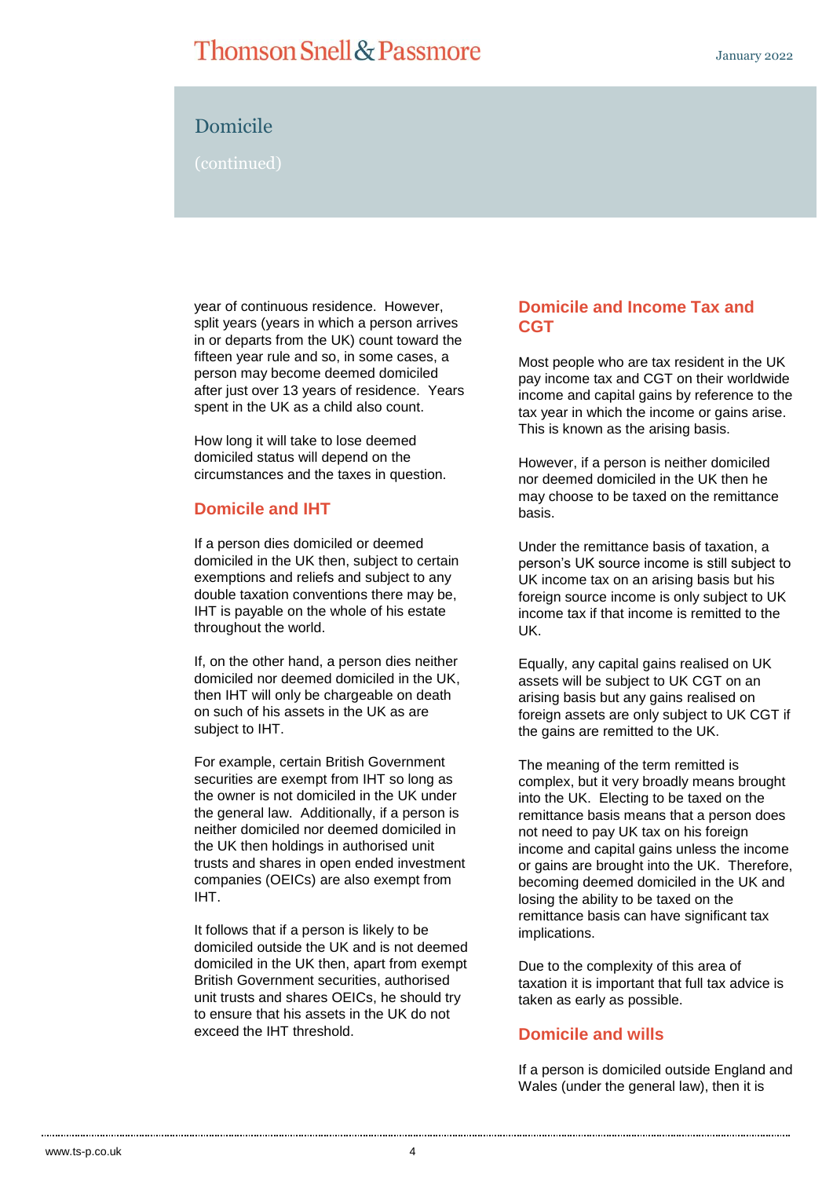# Domicile

(continued)

year of continuous residence. However, split years (years in which a person arrives in or departs from the UK) count toward the fifteen year rule and so, in some cases, a person may become deemed domiciled after just over 13 years of residence. Years spent in the UK as a child also count.

How long it will take to lose deemed domiciled status will depend on the circumstances and the taxes in question.

## Domicile and IHT

If a person dies domiciled or deemed domiciled in the UK then, subject to certain exemptions and reliefs and subject to any double taxation conventions there may be, IHT is payable on the whole of his estate throughout the world.

If, on the other hand, a person dies neither domiciled nor deemed domiciled in the UK, then IHT will only be chargeable on death on such of his assets in the UK as are subject to IHT.

For example, certain British Government securities are exempt from IHT so long as the owner is not domiciled in the UK under the general law. Additionally, if a person is neither domiciled nor deemed domiciled in the UK then holdings in authorised unit trusts and shares in open ended investment companies (OEICs) are also exempt from IHT.

It follows that if a person is likely to be domiciled outside the UK and is not deemed domiciled in the UK then, apart from exempt British Government securities, authorised unit trusts and shares OEICs, he should try to ensure that his assets in the UK do not exceed the IHT threshold.

## Domicile and Income Tax and CGT

Most people who are tax resident in the UK pay income tax and CGT on their worldwide income and capital gains by reference to the tax year in which the income or gains arise. This is known as the arising basis.

However, if a person is neither domiciled nor deemed domiciled in the UK then he may choose to be taxed on the remittance basis.

Under the remittance basis of taxation, a person's UK source income is still subject to UK income tax on an arising basis but his foreign source income is only subject to UK income tax if that income is remitted to the UK.

Equally, any capital gains realised on UK assets will be subject to UK CGT on an arising basis but any gains realised on foreign assets are only subject to UK CGT if the gains are remitted to the UK.

The meaning of the term remitted is complex, but it very broadly means brought into the UK. Electing to be taxed on the remittance basis means that a person does not need to pay UK tax on his foreign income and capital gains unless the income or gains are brought into the UK. Therefore, becoming deemed domiciled in the UK and losing the ability to be taxed on the remittance basis can have significant tax implications.

Due to the complexity of this area of taxation it is important that full tax advice is taken as early as possible.

## Domicile and wills

If a person is domiciled outside England and Wales (under the general law), then it is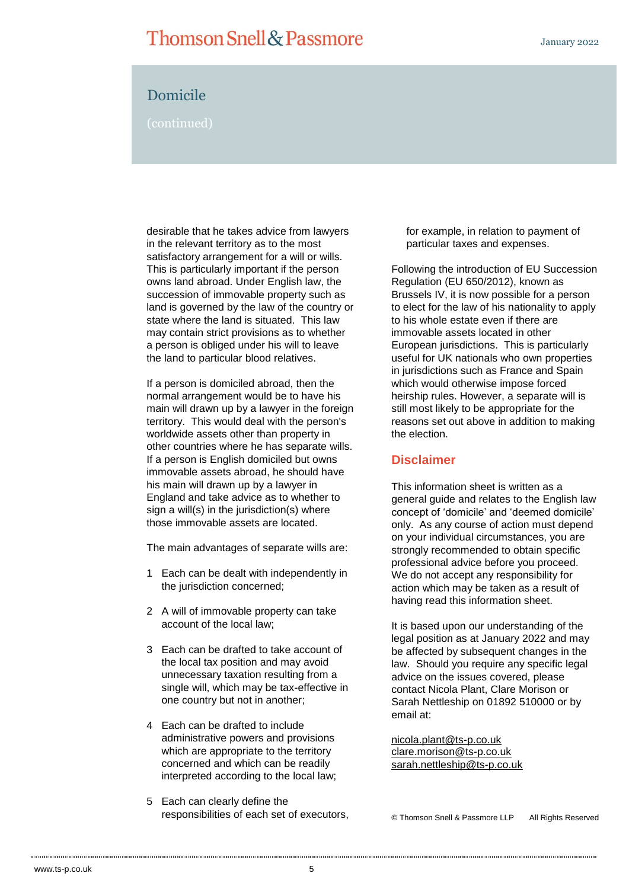## Domicile

(continued)

desirable that he takes advice from lawyers in the relevant territory as to the most satisfactory arrangement for a will or wills. This is particularly important if the person owns land abroad. Under English law, the succession of immovable property such as land is governed by the law of the country or state where the land is situated. This law may contain strict provisions as to whether a person is obliged under his will to leave the land to particular blood relatives.

If a person is domiciled abroad, then the normal arrangement would be to have his main will drawn up by a lawyer in the foreign territory. This would deal with the person's worldwide assets other than property in other countries where he has separate wills. If a person is English domiciled but owns immovable assets abroad, he should have his main will drawn up by a lawyer in England and take advice as to whether to sign a will(s) in the jurisdiction(s) where those immovable assets are located.

The main advantages of separate wills are:

1. Each can be dealt with independently in the jurisdiction concerned;
2. A will of immovable property can take account of the local law;
3. Each can be drafted to take account of the local tax position and may avoid unnecessary taxation resulting from a single will, which may be tax-effective in one country but not in another;
4. Each can be drafted to include administrative powers and provisions which are appropriate to the territory concerned and which can be readily interpreted according to the local law;
5. Each can clearly define the responsibilities of each set of executors, for example, in relation to payment of particular taxes and expenses.

Following the introduction of EU Succession Regulation (EU 650/2012), known as Brussels IV, it is now possible for a person to elect for the law of his nationality to apply to his whole estate even if there are immovable assets located in other European jurisdictions. This is particularly useful for UK nationals who own properties in jurisdictions such as France and Spain which would otherwise impose forced heirship rules. However, a separate will is still most likely to be appropriate for the reasons set out above in addition to making the election.

## Disclaimer

This information sheet is written as a general guide and relates to the English law concept of 'domicile' and 'deemed domicile' only. As any course of action must depend on your individual circumstances, you are strongly recommended to obtain specific professional advice before you proceed. We do not accept any responsibility for action which may be taken as a result of having read this information sheet.

It is based upon our understanding of the legal position as at January 2022 and may be affected by subsequent changes in the law. Should you require any specific legal advice on the issues covered, please contact Nicola Plant, Clare Morison or Sarah Nettleship on 01892 510000 or by email at:

nicola.plant@ts-p.co.uk
clare.morison@ts-p.co.uk
sarah.nettleship@ts-p.co.uk

© Thomson Snell & Passmore LLP All Rights Reserved